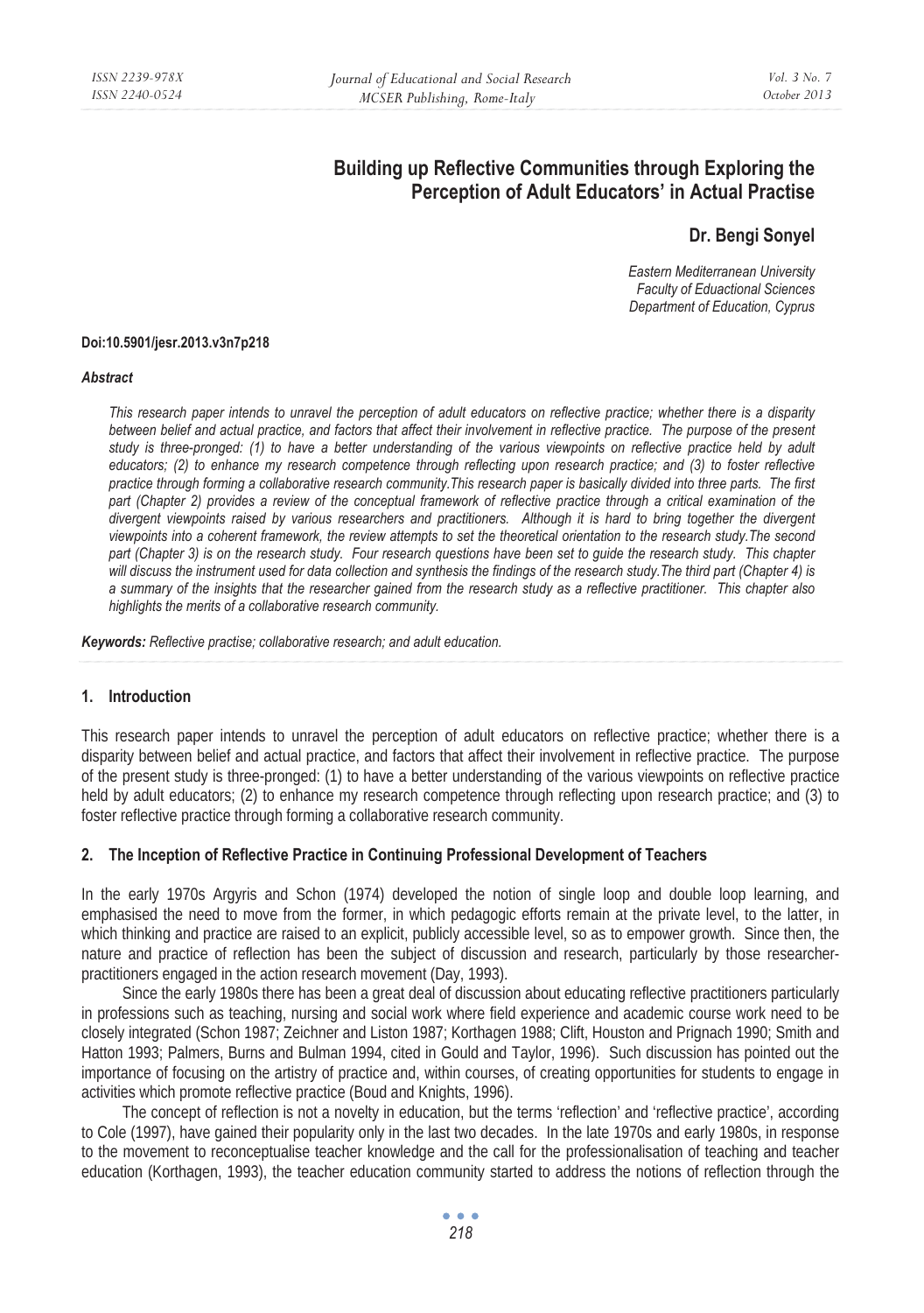# Building up Reflective Communities through Exploring the Perception of Adult Educators' in Actual Practise

**Dr. Bengi Sonyel**

*Eastern Mediterranean University*
*Faculty of Eduactional Sciences*
*Department of Education, Cyprus*

**Doi:10.5901/jesr.2013.v3n7p218**

### *Abstract*

*This research paper intends to unravel the perception of adult educators on reflective practice; whether there is a disparity between belief and actual practice, and factors that affect their involvement in reflective practice. The purpose of the present study is three-pronged: (1) to have a better understanding of the various viewpoints on reflective practice held by adult educators; (2) to enhance my research competence through reflecting upon research practice; and (3) to foster reflective practice through forming a collaborative research community.This research paper is basically divided into three parts. The first part (Chapter 2) provides a review of the conceptual framework of reflective practice through a critical examination of the divergent viewpoints raised by various researchers and practitioners. Although it is hard to bring together the divergent viewpoints into a coherent framework, the review attempts to set the theoretical orientation to the research study.The second part (Chapter 3) is on the research study. Four research questions have been set to guide the research study. This chapter will discuss the instrument used for data collection and synthesis the findings of the research study.The third part (Chapter 4) is a summary of the insights that the researcher gained from the research study as a reflective practitioner. This chapter also highlights the merits of a collaborative research community.*

***Keywords:*** *Reflective practise; collaborative research; and adult education.*

## 1. Introduction

This research paper intends to unravel the perception of adult educators on reflective practice; whether there is a disparity between belief and actual practice, and factors that affect their involvement in reflective practice. The purpose of the present study is three-pronged: (1) to have a better understanding of the various viewpoints on reflective practice held by adult educators; (2) to enhance my research competence through reflecting upon research practice; and (3) to foster reflective practice through forming a collaborative research community.

## 2. The Inception of Reflective Practice in Continuing Professional Development of Teachers

In the early 1970s Argyris and Schon (1974) developed the notion of single loop and double loop learning, and emphasised the need to move from the former, in which pedagogic efforts remain at the private level, to the latter, in which thinking and practice are raised to an explicit, publicly accessible level, so as to empower growth. Since then, the nature and practice of reflection has been the subject of discussion and research, particularly by those researcher-practitioners engaged in the action research movement (Day, 1993).

Since the early 1980s there has been a great deal of discussion about educating reflective practitioners particularly in professions such as teaching, nursing and social work where field experience and academic course work need to be closely integrated (Schon 1987; Zeichner and Liston 1987; Korthagen 1988; Clift, Houston and Prignach 1990; Smith and Hatton 1993; Palmers, Burns and Bulman 1994, cited in Gould and Taylor, 1996). Such discussion has pointed out the importance of focusing on the artistry of practice and, within courses, of creating opportunities for students to engage in activities which promote reflective practice (Boud and Knights, 1996).

The concept of reflection is not a novelty in education, but the terms 'reflection' and 'reflective practice', according to Cole (1997), have gained their popularity only in the last two decades. In the late 1970s and early 1980s, in response to the movement to reconceptualise teacher knowledge and the call for the professionalisation of teaching and teacher education (Korthagen, 1993), the teacher education community started to address the notions of reflection through the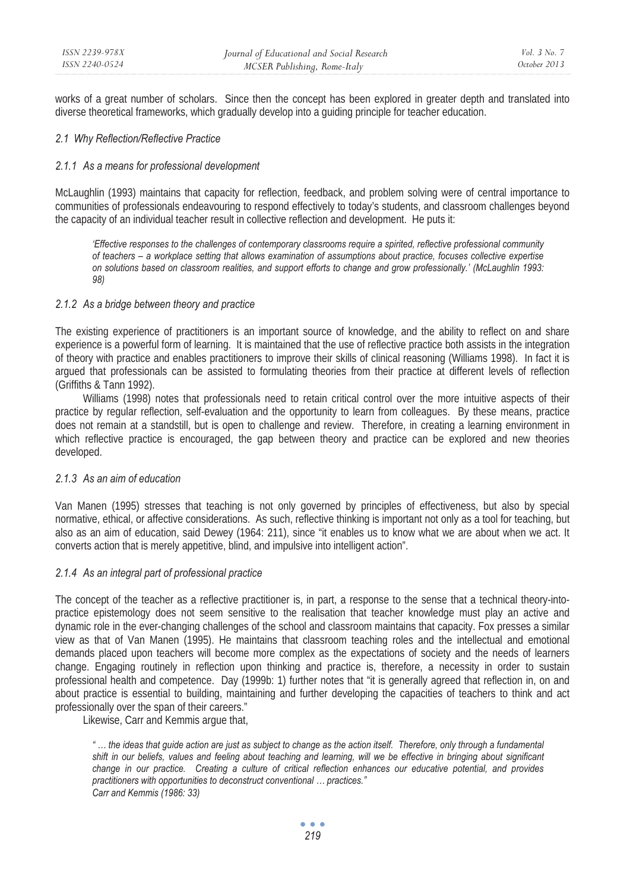works of a great number of scholars. Since then the concept has been explored in greater depth and translated into diverse theoretical frameworks, which gradually develop into a guiding principle for teacher education.

### *2.1 Why Reflection/Reflective Practice*

#### *2.1.1 As a means for professional development*

McLaughlin (1993) maintains that capacity for reflection, feedback, and problem solving were of central importance to communities of professionals endeavouring to respond effectively to today's students, and classroom challenges beyond the capacity of an individual teacher result in collective reflection and development. He puts it:

> *'Effective responses to the challenges of contemporary classrooms require a spirited, reflective professional community of teachers – a workplace setting that allows examination of assumptions about practice, focuses collective expertise on solutions based on classroom realities, and support efforts to change and grow professionally.' (McLaughlin 1993: 98)*

#### *2.1.2 As a bridge between theory and practice*

The existing experience of practitioners is an important source of knowledge, and the ability to reflect on and share experience is a powerful form of learning. It is maintained that the use of reflective practice both assists in the integration of theory with practice and enables practitioners to improve their skills of clinical reasoning (Williams 1998). In fact it is argued that professionals can be assisted to formulating theories from their practice at different levels of reflection (Griffiths & Tann 1992).

Williams (1998) notes that professionals need to retain critical control over the more intuitive aspects of their practice by regular reflection, self-evaluation and the opportunity to learn from colleagues. By these means, practice does not remain at a standstill, but is open to challenge and review. Therefore, in creating a learning environment in which reflective practice is encouraged, the gap between theory and practice can be explored and new theories developed.

#### *2.1.3 As an aim of education*

Van Manen (1995) stresses that teaching is not only governed by principles of effectiveness, but also by special normative, ethical, or affective considerations. As such, reflective thinking is important not only as a tool for teaching, but also as an aim of education, said Dewey (1964: 211), since "it enables us to know what we are about when we act. It converts action that is merely appetitive, blind, and impulsive into intelligent action".

#### *2.1.4 As an integral part of professional practice*

The concept of the teacher as a reflective practitioner is, in part, a response to the sense that a technical theory-into-practice epistemology does not seem sensitive to the realisation that teacher knowledge must play an active and dynamic role in the ever-changing challenges of the school and classroom maintains that capacity. Fox presses a similar view as that of Van Manen (1995). He maintains that classroom teaching roles and the intellectual and emotional demands placed upon teachers will become more complex as the expectations of society and the needs of learners change. Engaging routinely in reflection upon thinking and practice is, therefore, a necessity in order to sustain professional health and competence. Day (1999b: 1) further notes that "it is generally agreed that reflection in, on and about practice is essential to building, maintaining and further developing the capacities of teachers to think and act professionally over the span of their careers."

Likewise, Carr and Kemmis argue that,

> *" … the ideas that guide action are just as subject to change as the action itself. Therefore, only through a fundamental shift in our beliefs, values and feeling about teaching and learning, will we be effective in bringing about significant change in our practice. Creating a culture of critical reflection enhances our educative potential, and provides practitioners with opportunities to deconstruct conventional … practices."*
> *Carr and Kemmis (1986: 33)*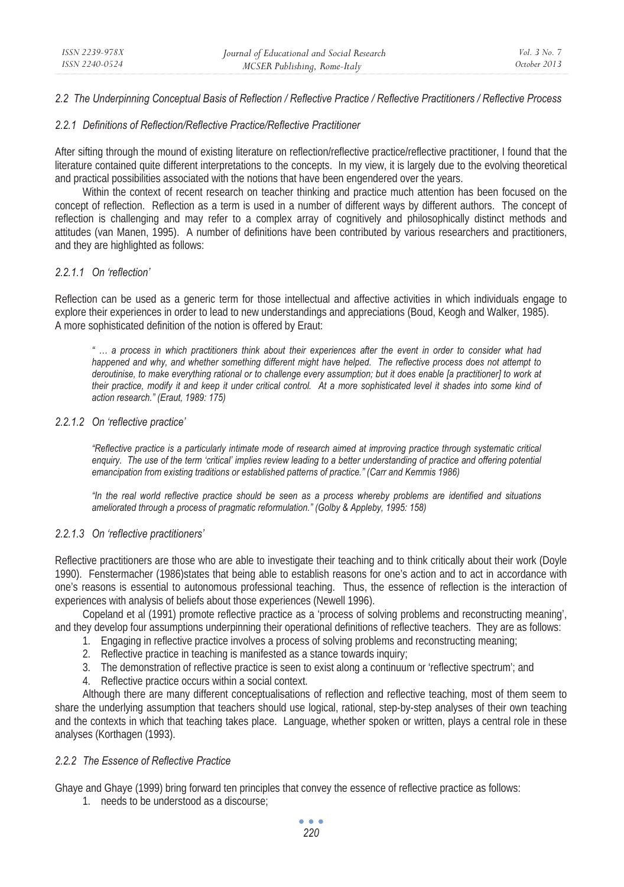## 2.2 The Underpinning Conceptual Basis of Reflection / Reflective Practice / Reflective Practitioners / Reflective Process

### 2.2.1 Definitions of Reflection/Reflective Practice/Reflective Practitioner

After sifting through the mound of existing literature on reflection/reflective practice/reflective practitioner, I found that the literature contained quite different interpretations to the concepts. In my view, it is largely due to the evolving theoretical and practical possibilities associated with the notions that have been engendered over the years.

Within the context of recent research on teacher thinking and practice much attention has been focused on the concept of reflection. Reflection as a term is used in a number of different ways by different authors. The concept of reflection is challenging and may refer to a complex array of cognitively and philosophically distinct methods and attitudes (van Manen, 1995). A number of definitions have been contributed by various researchers and practitioners, and they are highlighted as follows:

#### 2.2.1.1 On 'reflection'

Reflection can be used as a generic term for those intellectual and affective activities in which individuals engage to explore their experiences in order to lead to new understandings and appreciations (Boud, Keogh and Walker, 1985). A more sophisticated definition of the notion is offered by Eraut:

> *" … a process in which practitioners think about their experiences after the event in order to consider what had happened and why, and whether something different might have helped. The reflective process does not attempt to deroutinise, to make everything rational or to challenge every assumption; but it does enable [a practitioner] to work at their practice, modify it and keep it under critical control. At a more sophisticated level it shades into some kind of action research." (Eraut, 1989: 175)*

#### 2.2.1.2 On 'reflective practice'

> *"Reflective practice is a particularly intimate mode of research aimed at improving practice through systematic critical enquiry. The use of the term 'critical' implies review leading to a better understanding of practice and offering potential emancipation from existing traditions or established patterns of practice." (Carr and Kemmis 1986)*

> *"In the real world reflective practice should be seen as a process whereby problems are identified and situations ameliorated through a process of pragmatic reformulation." (Golby & Appleby, 1995: 158)*

#### 2.2.1.3 On 'reflective practitioners'

Reflective practitioners are those who are able to investigate their teaching and to think critically about their work (Doyle 1990). Fenstermacher (1986)states that being able to establish reasons for one's action and to act in accordance with one's reasons is essential to autonomous professional teaching. Thus, the essence of reflection is the interaction of experiences with analysis of beliefs about those experiences (Newell 1996).

Copeland et al (1991) promote reflective practice as a 'process of solving problems and reconstructing meaning', and they develop four assumptions underpinning their operational definitions of reflective teachers. They are as follows:

1. Engaging in reflective practice involves a process of solving problems and reconstructing meaning;
2. Reflective practice in teaching is manifested as a stance towards inquiry;
3. The demonstration of reflective practice is seen to exist along a continuum or 'reflective spectrum'; and
4. Reflective practice occurs within a social context.

Although there are many different conceptualisations of reflection and reflective teaching, most of them seem to share the underlying assumption that teachers should use logical, rational, step-by-step analyses of their own teaching and the contexts in which that teaching takes place. Language, whether spoken or written, plays a central role in these analyses (Korthagen (1993).

### 2.2.2 The Essence of Reflective Practice

Ghaye and Ghaye (1999) bring forward ten principles that convey the essence of reflective practice as follows:

1. needs to be understood as a discourse;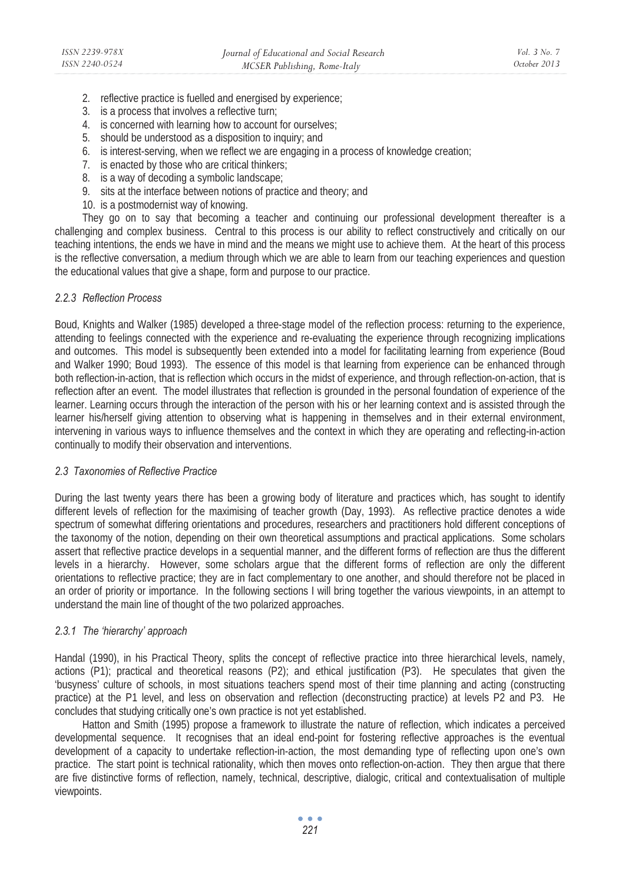2. reflective practice is fuelled and energised by experience;
3. is a process that involves a reflective turn;
4. is concerned with learning how to account for ourselves;
5. should be understood as a disposition to inquiry; and
6. is interest-serving, when we reflect we are engaging in a process of knowledge creation;
7. is enacted by those who are critical thinkers;
8. is a way of decoding a symbolic landscape;
9. sits at the interface between notions of practice and theory; and
10. is a postmodernist way of knowing.

They go on to say that becoming a teacher and continuing our professional development thereafter is a challenging and complex business. Central to this process is our ability to reflect constructively and critically on our teaching intentions, the ends we have in mind and the means we might use to achieve them. At the heart of this process is the reflective conversation, a medium through which we are able to learn from our teaching experiences and question the educational values that give a shape, form and purpose to our practice.

#### *2.2.3 Reflection Process*

Boud, Knights and Walker (1985) developed a three-stage model of the reflection process: returning to the experience, attending to feelings connected with the experience and re-evaluating the experience through recognizing implications and outcomes. This model is subsequently been extended into a model for facilitating learning from experience (Boud and Walker 1990; Boud 1993). The essence of this model is that learning from experience can be enhanced through both reflection-in-action, that is reflection which occurs in the midst of experience, and through reflection-on-action, that is reflection after an event. The model illustrates that reflection is grounded in the personal foundation of experience of the learner. Learning occurs through the interaction of the person with his or her learning context and is assisted through the learner his/herself giving attention to observing what is happening in themselves and in their external environment, intervening in various ways to influence themselves and the context in which they are operating and reflecting-in-action continually to modify their observation and interventions.

### *2.3 Taxonomies of Reflective Practice*

During the last twenty years there has been a growing body of literature and practices which, has sought to identify different levels of reflection for the maximising of teacher growth (Day, 1993). As reflective practice denotes a wide spectrum of somewhat differing orientations and procedures, researchers and practitioners hold different conceptions of the taxonomy of the notion, depending on their own theoretical assumptions and practical applications. Some scholars assert that reflective practice develops in a sequential manner, and the different forms of reflection are thus the different levels in a hierarchy. However, some scholars argue that the different forms of reflection are only the different orientations to reflective practice; they are in fact complementary to one another, and should therefore not be placed in an order of priority or importance. In the following sections I will bring together the various viewpoints, in an attempt to understand the main line of thought of the two polarized approaches.

#### *2.3.1 The 'hierarchy' approach*

Handal (1990), in his Practical Theory, splits the concept of reflective practice into three hierarchical levels, namely, actions (P1); practical and theoretical reasons (P2); and ethical justification (P3). He speculates that given the 'busyness' culture of schools, in most situations teachers spend most of their time planning and acting (constructing practice) at the P1 level, and less on observation and reflection (deconstructing practice) at levels P2 and P3. He concludes that studying critically one's own practice is not yet established.

Hatton and Smith (1995) propose a framework to illustrate the nature of reflection, which indicates a perceived developmental sequence. It recognises that an ideal end-point for fostering reflective approaches is the eventual development of a capacity to undertake reflection-in-action, the most demanding type of reflecting upon one's own practice. The start point is technical rationality, which then moves onto reflection-on-action. They then argue that there are five distinctive forms of reflection, namely, technical, descriptive, dialogic, critical and contextualisation of multiple viewpoints.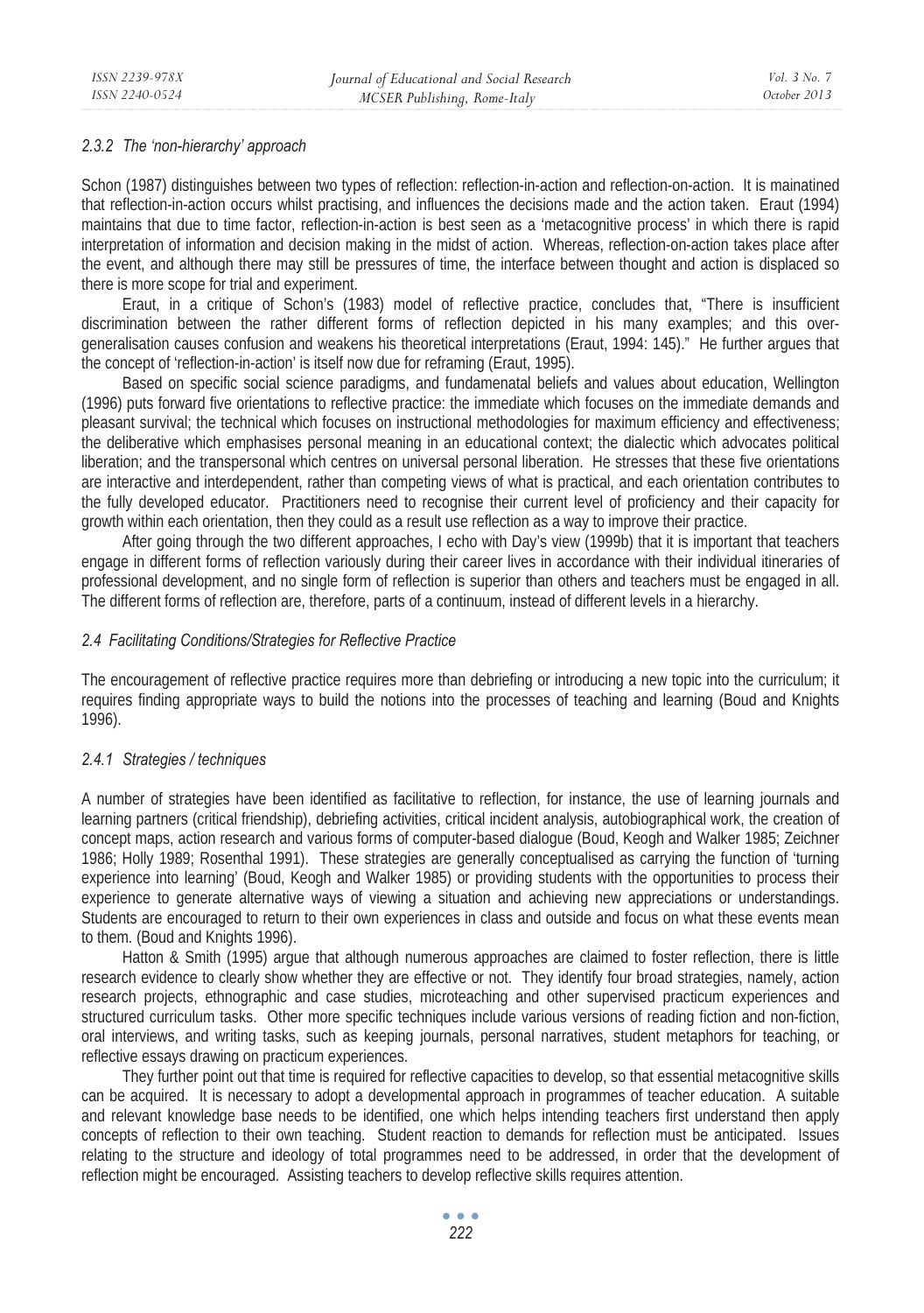#### 2.3.2 The 'non-hierarchy' approach

Schon (1987) distinguishes between two types of reflection: reflection-in-action and reflection-on-action. It is mainatined that reflection-in-action occurs whilst practising, and influences the decisions made and the action taken. Eraut (1994) maintains that due to time factor, reflection-in-action is best seen as a 'metacognitive process' in which there is rapid interpretation of information and decision making in the midst of action. Whereas, reflection-on-action takes place after the event, and although there may still be pressures of time, the interface between thought and action is displaced so there is more scope for trial and experiment.

Eraut, in a critique of Schon's (1983) model of reflective practice, concludes that, "There is insufficient discrimination between the rather different forms of reflection depicted in his many examples; and this over-generalisation causes confusion and weakens his theoretical interpretations (Eraut, 1994: 145)." He further argues that the concept of 'reflection-in-action' is itself now due for reframing (Eraut, 1995).

Based on specific social science paradigms, and fundamenatal beliefs and values about education, Wellington (1996) puts forward five orientations to reflective practice: the immediate which focuses on the immediate demands and pleasant survival; the technical which focuses on instructional methodologies for maximum efficiency and effectiveness; the deliberative which emphasises personal meaning in an educational context; the dialectic which advocates political liberation; and the transpersonal which centres on universal personal liberation. He stresses that these five orientations are interactive and interdependent, rather than competing views of what is practical, and each orientation contributes to the fully developed educator. Practitioners need to recognise their current level of proficiency and their capacity for growth within each orientation, then they could as a result use reflection as a way to improve their practice.

After going through the two different approaches, I echo with Day's view (1999b) that it is important that teachers engage in different forms of reflection variously during their career lives in accordance with their individual itineraries of professional development, and no single form of reflection is superior than others and teachers must be engaged in all. The different forms of reflection are, therefore, parts of a continuum, instead of different levels in a hierarchy.

### 2.4 Facilitating Conditions/Strategies for Reflective Practice

The encouragement of reflective practice requires more than debriefing or introducing a new topic into the curriculum; it requires finding appropriate ways to build the notions into the processes of teaching and learning (Boud and Knights 1996).

#### 2.4.1 Strategies / techniques

A number of strategies have been identified as facilitative to reflection, for instance, the use of learning journals and learning partners (critical friendship), debriefing activities, critical incident analysis, autobiographical work, the creation of concept maps, action research and various forms of computer-based dialogue (Boud, Keogh and Walker 1985; Zeichner 1986; Holly 1989; Rosenthal 1991). These strategies are generally conceptualised as carrying the function of 'turning experience into learning' (Boud, Keogh and Walker 1985) or providing students with the opportunities to process their experience to generate alternative ways of viewing a situation and achieving new appreciations or understandings. Students are encouraged to return to their own experiences in class and outside and focus on what these events mean to them. (Boud and Knights 1996).

Hatton & Smith (1995) argue that although numerous approaches are claimed to foster reflection, there is little research evidence to clearly show whether they are effective or not. They identify four broad strategies, namely, action research projects, ethnographic and case studies, microteaching and other supervised practicum experiences and structured curriculum tasks. Other more specific techniques include various versions of reading fiction and non-fiction, oral interviews, and writing tasks, such as keeping journals, personal narratives, student metaphors for teaching, or reflective essays drawing on practicum experiences.

They further point out that time is required for reflective capacities to develop, so that essential metacognitive skills can be acquired. It is necessary to adopt a developmental approach in programmes of teacher education. A suitable and relevant knowledge base needs to be identified, one which helps intending teachers first understand then apply concepts of reflection to their own teaching. Student reaction to demands for reflection must be anticipated. Issues relating to the structure and ideology of total programmes need to be addressed, in order that the development of reflection might be encouraged. Assisting teachers to develop reflective skills requires attention.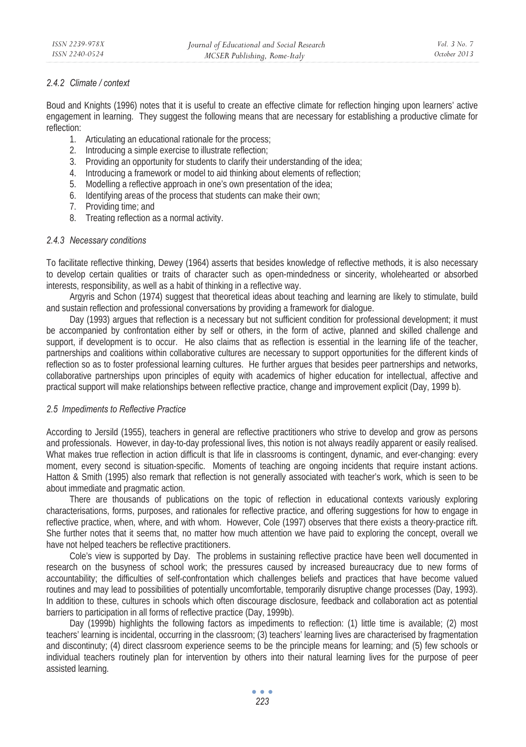#### *2.4.2 Climate / context*

Boud and Knights (1996) notes that it is useful to create an effective climate for reflection hinging upon learners' active engagement in learning. They suggest the following means that are necessary for establishing a productive climate for reflection:

1. Articulating an educational rationale for the process;
2. Introducing a simple exercise to illustrate reflection;
3. Providing an opportunity for students to clarify their understanding of the idea;
4. Introducing a framework or model to aid thinking about elements of reflection;
5. Modelling a reflective approach in one's own presentation of the idea;
6. Identifying areas of the process that students can make their own;
7. Providing time; and
8. Treating reflection as a normal activity.

#### *2.4.3 Necessary conditions*

To facilitate reflective thinking, Dewey (1964) asserts that besides knowledge of reflective methods, it is also necessary to develop certain qualities or traits of character such as open-mindedness or sincerity, wholehearted or absorbed interests, responsibility, as well as a habit of thinking in a reflective way.

Argyris and Schon (1974) suggest that theoretical ideas about teaching and learning are likely to stimulate, build and sustain reflection and professional conversations by providing a framework for dialogue.

Day (1993) argues that reflection is a necessary but not sufficient condition for professional development; it must be accompanied by confrontation either by self or others, in the form of active, planned and skilled challenge and support, if development is to occur. He also claims that as reflection is essential in the learning life of the teacher, partnerships and coalitions within collaborative cultures are necessary to support opportunities for the different kinds of reflection so as to foster professional learning cultures. He further argues that besides peer partnerships and networks, collaborative partnerships upon principles of equity with academics of higher education for intellectual, affective and practical support will make relationships between reflective practice, change and improvement explicit (Day, 1999 b).

### *2.5 Impediments to Reflective Practice*

According to Jersild (1955), teachers in general are reflective practitioners who strive to develop and grow as persons and professionals. However, in day-to-day professional lives, this notion is not always readily apparent or easily realised. What makes true reflection in action difficult is that life in classrooms is contingent, dynamic, and ever-changing: every moment, every second is situation-specific. Moments of teaching are ongoing incidents that require instant actions. Hatton & Smith (1995) also remark that reflection is not generally associated with teacher's work, which is seen to be about immediate and pragmatic action.

There are thousands of publications on the topic of reflection in educational contexts variously exploring characterisations, forms, purposes, and rationales for reflective practice, and offering suggestions for how to engage in reflective practice, when, where, and with whom. However, Cole (1997) observes that there exists a theory-practice rift. She further notes that it seems that, no matter how much attention we have paid to exploring the concept, overall we have not helped teachers be reflective practitioners.

Cole's view is supported by Day. The problems in sustaining reflective practice have been well documented in research on the busyness of school work; the pressures caused by increased bureaucracy due to new forms of accountability; the difficulties of self-confrontation which challenges beliefs and practices that have become valued routines and may lead to possibilities of potentially uncomfortable, temporarily disruptive change processes (Day, 1993). In addition to these, cultures in schools which often discourage disclosure, feedback and collaboration act as potential barriers to participation in all forms of reflective practice (Day, 1999b).

Day (1999b) highlights the following factors as impediments to reflection: (1) little time is available; (2) most teachers' learning is incidental, occurring in the classroom; (3) teachers' learning lives are characterised by fragmentation and discontinuity; (4) direct classroom experience seems to be the principle means for learning; and (5) few schools or individual teachers routinely plan for intervention by others into their natural learning lives for the purpose of peer assisted learning.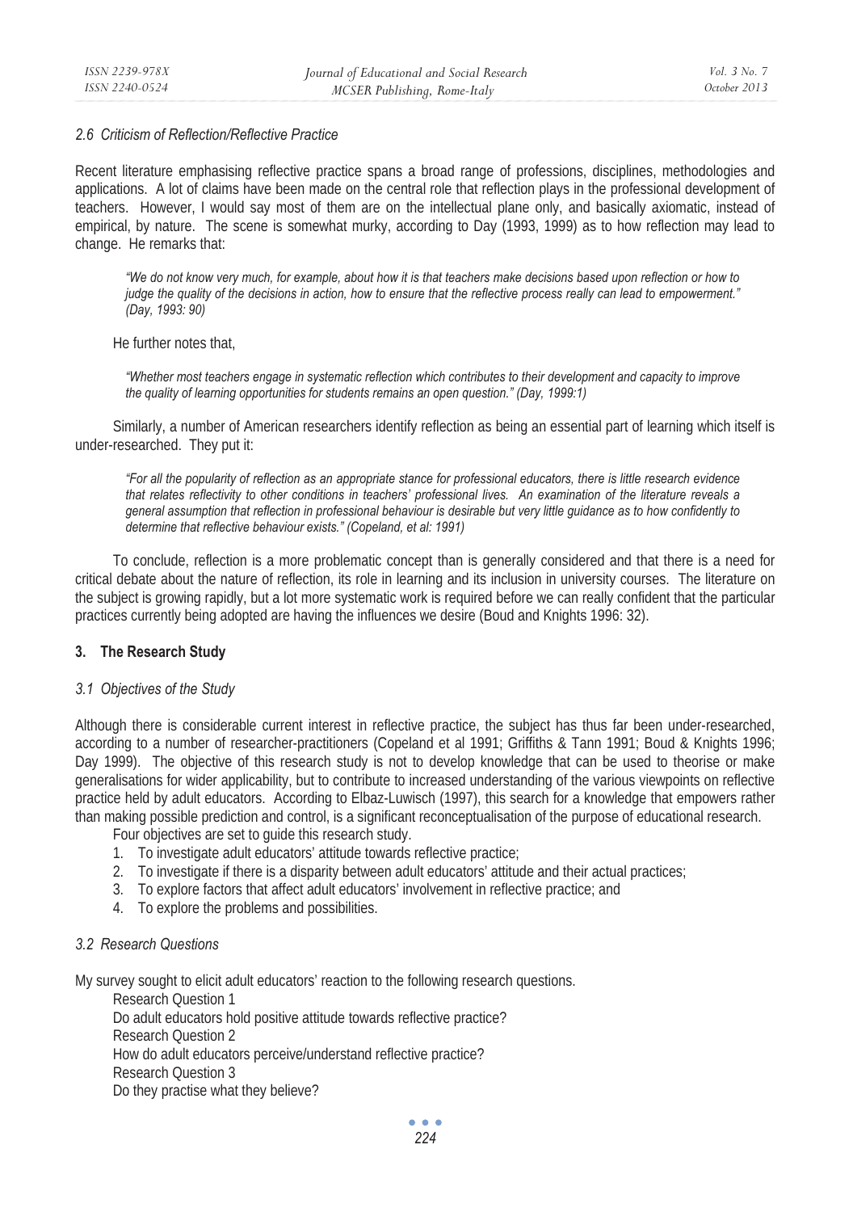### 2.6 Criticism of Reflection/Reflective Practice

Recent literature emphasising reflective practice spans a broad range of professions, disciplines, methodologies and applications. A lot of claims have been made on the central role that reflection plays in the professional development of teachers. However, I would say most of them are on the intellectual plane only, and basically axiomatic, instead of empirical, by nature. The scene is somewhat murky, according to Day (1993, 1999) as to how reflection may lead to change. He remarks that:

> *"We do not know very much, for example, about how it is that teachers make decisions based upon reflection or how to judge the quality of the decisions in action, how to ensure that the reflective process really can lead to empowerment." (Day, 1993: 90)*

He further notes that,

> *"Whether most teachers engage in systematic reflection which contributes to their development and capacity to improve the quality of learning opportunities for students remains an open question." (Day, 1999:1)*

Similarly, a number of American researchers identify reflection as being an essential part of learning which itself is under-researched. They put it:

> *"For all the popularity of reflection as an appropriate stance for professional educators, there is little research evidence that relates reflectivity to other conditions in teachers' professional lives. An examination of the literature reveals a general assumption that reflection in professional behaviour is desirable but very little guidance as to how confidently to determine that reflective behaviour exists." (Copeland, et al: 1991)*

To conclude, reflection is a more problematic concept than is generally considered and that there is a need for critical debate about the nature of reflection, its role in learning and its inclusion in university courses. The literature on the subject is growing rapidly, but a lot more systematic work is required before we can really confident that the particular practices currently being adopted are having the influences we desire (Boud and Knights 1996: 32).

## 3. The Research Study

### 3.1 Objectives of the Study

Although there is considerable current interest in reflective practice, the subject has thus far been under-researched, according to a number of researcher-practitioners (Copeland et al 1991; Griffiths & Tann 1991; Boud & Knights 1996; Day 1999). The objective of this research study is not to develop knowledge that can be used to theorise or make generalisations for wider applicability, but to contribute to increased understanding of the various viewpoints on reflective practice held by adult educators. According to Elbaz-Luwisch (1997), this search for a knowledge that empowers rather than making possible prediction and control, is a significant reconceptualisation of the purpose of educational research.

Four objectives are set to guide this research study.

1. To investigate adult educators' attitude towards reflective practice;
2. To investigate if there is a disparity between adult educators' attitude and their actual practices;
3. To explore factors that affect adult educators' involvement in reflective practice; and
4. To explore the problems and possibilities.

### 3.2 Research Questions

My survey sought to elicit adult educators' reaction to the following research questions.

Research Question 1
Do adult educators hold positive attitude towards reflective practice?
Research Question 2
How do adult educators perceive/understand reflective practice?
Research Question 3
Do they practise what they believe?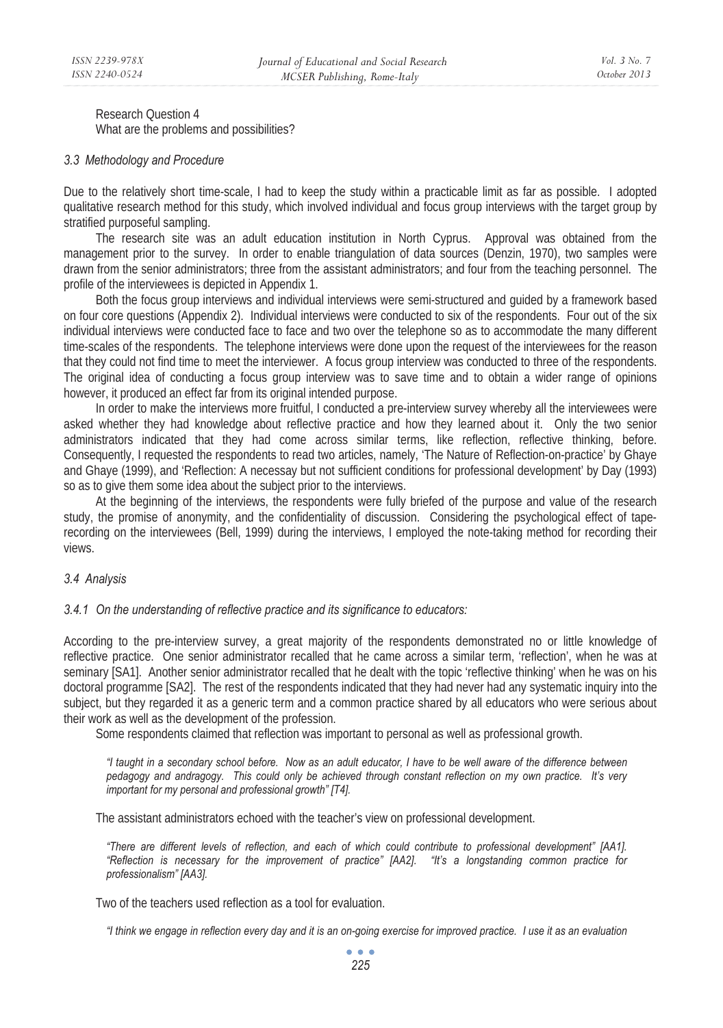Research Question 4
What are the problems and possibilities?

### 3.3 Methodology and Procedure

Due to the relatively short time-scale, I had to keep the study within a practicable limit as far as possible. I adopted qualitative research method for this study, which involved individual and focus group interviews with the target group by stratified purposeful sampling.

The research site was an adult education institution in North Cyprus. Approval was obtained from the management prior to the survey. In order to enable triangulation of data sources (Denzin, 1970), two samples were drawn from the senior administrators; three from the assistant administrators; and four from the teaching personnel. The profile of the interviewees is depicted in Appendix 1.

Both the focus group interviews and individual interviews were semi-structured and guided by a framework based on four core questions (Appendix 2). Individual interviews were conducted to six of the respondents. Four out of the six individual interviews were conducted face to face and two over the telephone so as to accommodate the many different time-scales of the respondents. The telephone interviews were done upon the request of the interviewees for the reason that they could not find time to meet the interviewer. A focus group interview was conducted to three of the respondents. The original idea of conducting a focus group interview was to save time and to obtain a wider range of opinions however, it produced an effect far from its original intended purpose.

In order to make the interviews more fruitful, I conducted a pre-interview survey whereby all the interviewees were asked whether they had knowledge about reflective practice and how they learned about it. Only the two senior administrators indicated that they had come across similar terms, like reflection, reflective thinking, before. Consequently, I requested the respondents to read two articles, namely, 'The Nature of Reflection-on-practice' by Ghaye and Ghaye (1999), and 'Reflection: A necessay but not sufficient conditions for professional development' by Day (1993) so as to give them some idea about the subject prior to the interviews.

At the beginning of the interviews, the respondents were fully briefed of the purpose and value of the research study, the promise of anonymity, and the confidentiality of discussion. Considering the psychological effect of tape-recording on the interviewees (Bell, 1999) during the interviews, I employed the note-taking method for recording their views.

### 3.4 Analysis

#### 3.4.1 On the understanding of reflective practice and its significance to educators:

According to the pre-interview survey, a great majority of the respondents demonstrated no or little knowledge of reflective practice. One senior administrator recalled that he came across a similar term, 'reflection', when he was at seminary [SA1]. Another senior administrator recalled that he dealt with the topic 'reflective thinking' when he was on his doctoral programme [SA2]. The rest of the respondents indicated that they had never had any systematic inquiry into the subject, but they regarded it as a generic term and a common practice shared by all educators who were serious about their work as well as the development of the profession.

Some respondents claimed that reflection was important to personal as well as professional growth.

> *"I taught in a secondary school before. Now as an adult educator, I have to be well aware of the difference between pedagogy and andragogy. This could only be achieved through constant reflection on my own practice. It's very important for my personal and professional growth" [T4].*

The assistant administrators echoed with the teacher's view on professional development.

> *"There are different levels of reflection, and each of which could contribute to professional development" [AA1]. "Reflection is necessary for the improvement of practice" [AA2]. "It's a longstanding common practice for professionalism" [AA3].*

Two of the teachers used reflection as a tool for evaluation.

> *"I think we engage in reflection every day and it is an on-going exercise for improved practice. I use it as an evaluation*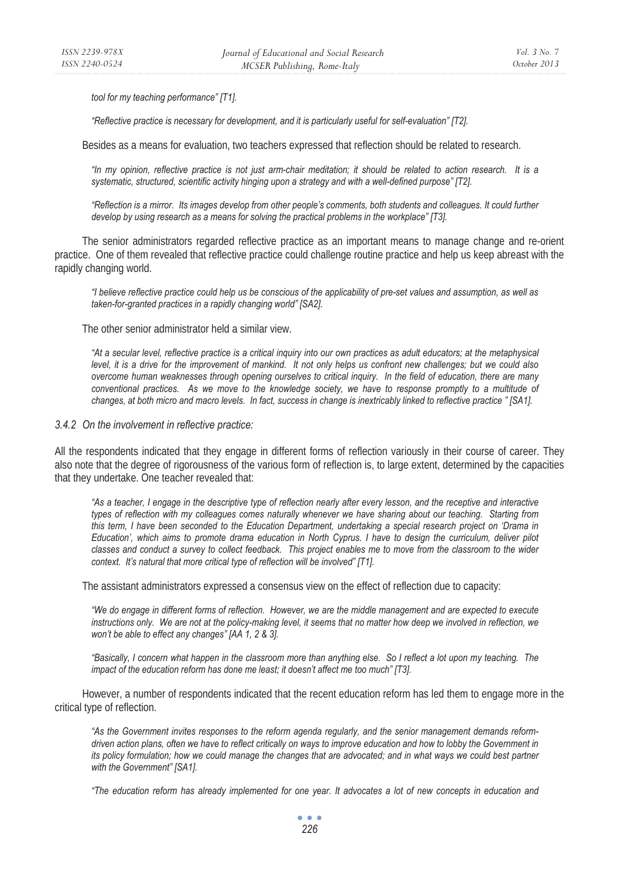*tool for my teaching performance" [T1].*

*"Reflective practice is necessary for development, and it is particularly useful for self-evaluation" [T2].*

Besides as a means for evaluation, two teachers expressed that reflection should be related to research.

*"In my opinion, reflective practice is not just arm-chair meditation; it should be related to action research. It is a systematic, structured, scientific activity hinging upon a strategy and with a well-defined purpose" [T2].*

*"Reflection is a mirror. Its images develop from other people's comments, both students and colleagues. It could further develop by using research as a means for solving the practical problems in the workplace" [T3].*

The senior administrators regarded reflective practice as an important means to manage change and re-orient practice. One of them revealed that reflective practice could challenge routine practice and help us keep abreast with the rapidly changing world.

*"I believe reflective practice could help us be conscious of the applicability of pre-set values and assumption, as well as taken-for-granted practices in a rapidly changing world" [SA2].*

The other senior administrator held a similar view.

*"At a secular level, reflective practice is a critical inquiry into our own practices as adult educators; at the metaphysical level, it is a drive for the improvement of mankind. It not only helps us confront new challenges; but we could also overcome human weaknesses through opening ourselves to critical inquiry. In the field of education, there are many conventional practices. As we move to the knowledge society, we have to response promptly to a multitude of changes, at both micro and macro levels. In fact, success in change is inextricably linked to reflective practice " [SA1].*

### *3.4.2 On the involvement in reflective practice:*

All the respondents indicated that they engage in different forms of reflection variously in their course of career. They also note that the degree of rigorousness of the various form of reflection is, to large extent, determined by the capacities that they undertake. One teacher revealed that:

*"As a teacher, I engage in the descriptive type of reflection nearly after every lesson, and the receptive and interactive types of reflection with my colleagues comes naturally whenever we have sharing about our teaching. Starting from this term, I have been seconded to the Education Department, undertaking a special research project on 'Drama in Education', which aims to promote drama education in North Cyprus. I have to design the curriculum, deliver pilot classes and conduct a survey to collect feedback. This project enables me to move from the classroom to the wider context. It's natural that more critical type of reflection will be involved" [T1].*

The assistant administrators expressed a consensus view on the effect of reflection due to capacity:

*"We do engage in different forms of reflection. However, we are the middle management and are expected to execute instructions only. We are not at the policy-making level, it seems that no matter how deep we involved in reflection, we won't be able to effect any changes" [AA 1, 2 & 3].*

*"Basically, I concern what happen in the classroom more than anything else. So I reflect a lot upon my teaching. The impact of the education reform has done me least; it doesn't affect me too much" [T3].*

However, a number of respondents indicated that the recent education reform has led them to engage more in the critical type of reflection.

*"As the Government invites responses to the reform agenda regularly, and the senior management demands reform-driven action plans, often we have to reflect critically on ways to improve education and how to lobby the Government in its policy formulation; how we could manage the changes that are advocated; and in what ways we could best partner with the Government" [SA1].*

*"The education reform has already implemented for one year. It advocates a lot of new concepts in education and*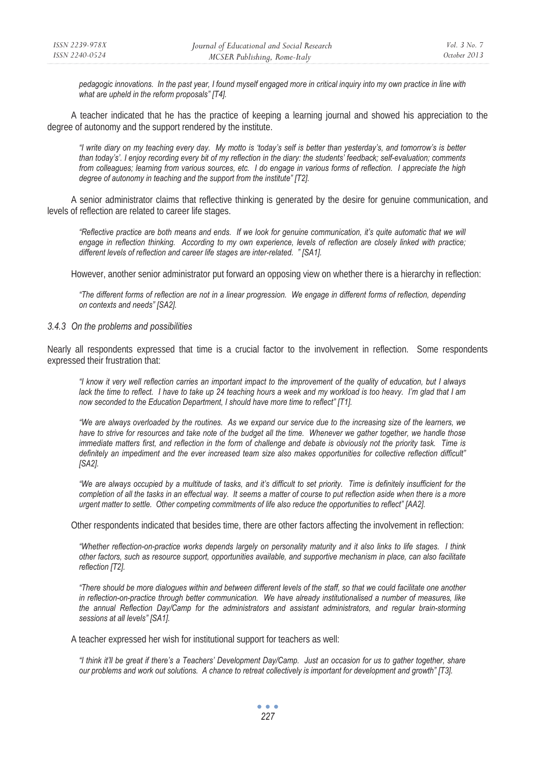*pedagogic innovations. In the past year, I found myself engaged more in critical inquiry into my own practice in line with what are upheld in the reform proposals" [T4].*

A teacher indicated that he has the practice of keeping a learning journal and showed his appreciation to the degree of autonomy and the support rendered by the institute.

*"I write diary on my teaching every day. My motto is 'today's self is better than yesterday's, and tomorrow's is better than today's'. I enjoy recording every bit of my reflection in the diary: the students' feedback; self-evaluation; comments from colleagues; learning from various sources, etc. I do engage in various forms of reflection. I appreciate the high degree of autonomy in teaching and the support from the institute" [T2].*

A senior administrator claims that reflective thinking is generated by the desire for genuine communication, and levels of reflection are related to career life stages.

*"Reflective practice are both means and ends. If we look for genuine communication, it's quite automatic that we will engage in reflection thinking. According to my own experience, levels of reflection are closely linked with practice; different levels of reflection and career life stages are inter-related. " [SA1].*

However, another senior administrator put forward an opposing view on whether there is a hierarchy in reflection:

*"The different forms of reflection are not in a linear progression. We engage in different forms of reflection, depending on contexts and needs" [SA2].*

#### 3.4.3 On the problems and possibilities

Nearly all respondents expressed that time is a crucial factor to the involvement in reflection. Some respondents expressed their frustration that:

*"I know it very well reflection carries an important impact to the improvement of the quality of education, but I always lack the time to reflect. I have to take up 24 teaching hours a week and my workload is too heavy. I'm glad that I am now seconded to the Education Department, I should have more time to reflect" [T1].*

*"We are always overloaded by the routines. As we expand our service due to the increasing size of the learners, we have to strive for resources and take note of the budget all the time. Whenever we gather together, we handle those immediate matters first, and reflection in the form of challenge and debate is obviously not the priority task. Time is definitely an impediment and the ever increased team size also makes opportunities for collective reflection difficult" [SA2].*

*"We are always occupied by a multitude of tasks, and it's difficult to set priority. Time is definitely insufficient for the completion of all the tasks in an effectual way. It seems a matter of course to put reflection aside when there is a more urgent matter to settle. Other competing commitments of life also reduce the opportunities to reflect" [AA2].*

Other respondents indicated that besides time, there are other factors affecting the involvement in reflection:

*"Whether reflection-on-practice works depends largely on personality maturity and it also links to life stages. I think other factors, such as resource support, opportunities available, and supportive mechanism in place, can also facilitate reflection [T2].*

*"There should be more dialogues within and between different levels of the staff, so that we could facilitate one another in reflection-on-practice through better communication. We have already institutionalised a number of measures, like the annual Reflection Day/Camp for the administrators and assistant administrators, and regular brain-storming sessions at all levels" [SA1].*

A teacher expressed her wish for institutional support for teachers as well:

*"I think it'll be great if there's a Teachers' Development Day/Camp. Just an occasion for us to gather together, share our problems and work out solutions. A chance to retreat collectively is important for development and growth" [T3].*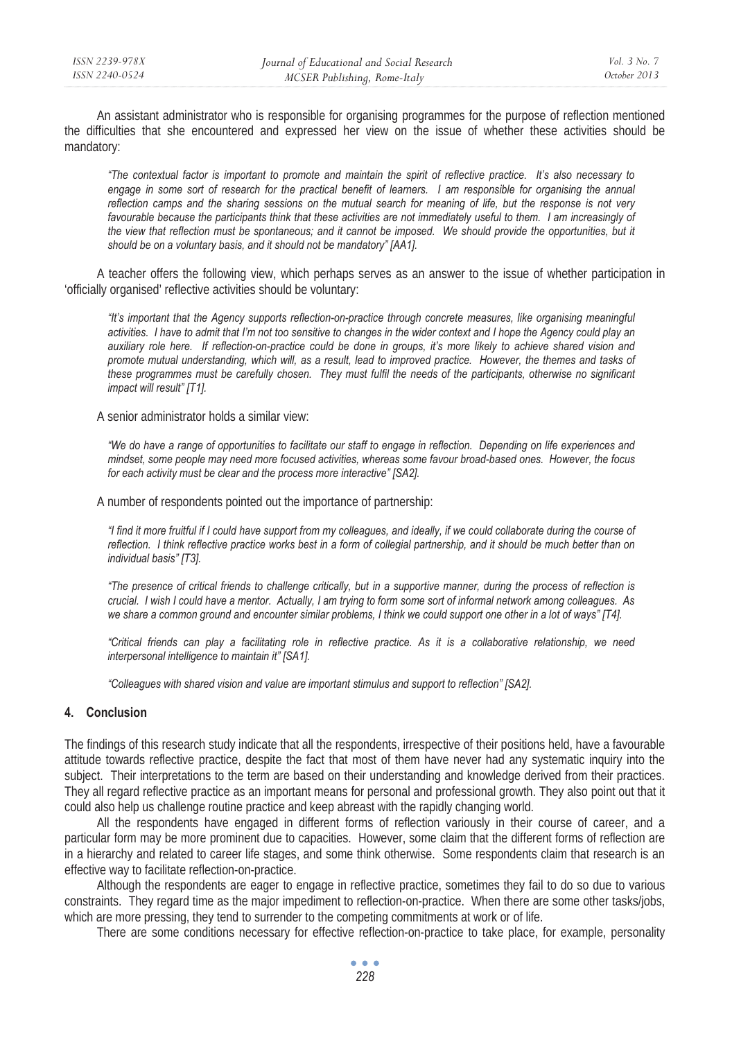An assistant administrator who is responsible for organising programmes for the purpose of reflection mentioned the difficulties that she encountered and expressed her view on the issue of whether these activities should be mandatory:

> *"The contextual factor is important to promote and maintain the spirit of reflective practice. It's also necessary to engage in some sort of research for the practical benefit of learners. I am responsible for organising the annual reflection camps and the sharing sessions on the mutual search for meaning of life, but the response is not very favourable because the participants think that these activities are not immediately useful to them. I am increasingly of the view that reflection must be spontaneous; and it cannot be imposed. We should provide the opportunities, but it should be on a voluntary basis, and it should not be mandatory" [AA1].*

A teacher offers the following view, which perhaps serves as an answer to the issue of whether participation in 'officially organised' reflective activities should be voluntary:

> *"It's important that the Agency supports reflection-on-practice through concrete measures, like organising meaningful activities. I have to admit that I'm not too sensitive to changes in the wider context and I hope the Agency could play an auxiliary role here. If reflection-on-practice could be done in groups, it's more likely to achieve shared vision and promote mutual understanding, which will, as a result, lead to improved practice. However, the themes and tasks of these programmes must be carefully chosen. They must fulfil the needs of the participants, otherwise no significant impact will result" [T1].*

A senior administrator holds a similar view:

> *"We do have a range of opportunities to facilitate our staff to engage in reflection. Depending on life experiences and mindset, some people may need more focused activities, whereas some favour broad-based ones. However, the focus for each activity must be clear and the process more interactive" [SA2].*

A number of respondents pointed out the importance of partnership:

> *"I find it more fruitful if I could have support from my colleagues, and ideally, if we could collaborate during the course of reflection. I think reflective practice works best in a form of collegial partnership, and it should be much better than on individual basis" [T3].*

> *"The presence of critical friends to challenge critically, but in a supportive manner, during the process of reflection is crucial. I wish I could have a mentor. Actually, I am trying to form some sort of informal network among colleagues. As we share a common ground and encounter similar problems, I think we could support one other in a lot of ways" [T4].*

> *"Critical friends can play a facilitating role in reflective practice. As it is a collaborative relationship, we need interpersonal intelligence to maintain it" [SA1].*

> *"Colleagues with shared vision and value are important stimulus and support to reflection" [SA2].*

## 4. Conclusion

The findings of this research study indicate that all the respondents, irrespective of their positions held, have a favourable attitude towards reflective practice, despite the fact that most of them have never had any systematic inquiry into the subject. Their interpretations to the term are based on their understanding and knowledge derived from their practices. They all regard reflective practice as an important means for personal and professional growth. They also point out that it could also help us challenge routine practice and keep abreast with the rapidly changing world.

All the respondents have engaged in different forms of reflection variously in their course of career, and a particular form may be more prominent due to capacities. However, some claim that the different forms of reflection are in a hierarchy and related to career life stages, and some think otherwise. Some respondents claim that research is an effective way to facilitate reflection-on-practice.

Although the respondents are eager to engage in reflective practice, sometimes they fail to do so due to various constraints. They regard time as the major impediment to reflection-on-practice. When there are some other tasks/jobs, which are more pressing, they tend to surrender to the competing commitments at work or of life.

There are some conditions necessary for effective reflection-on-practice to take place, for example, personality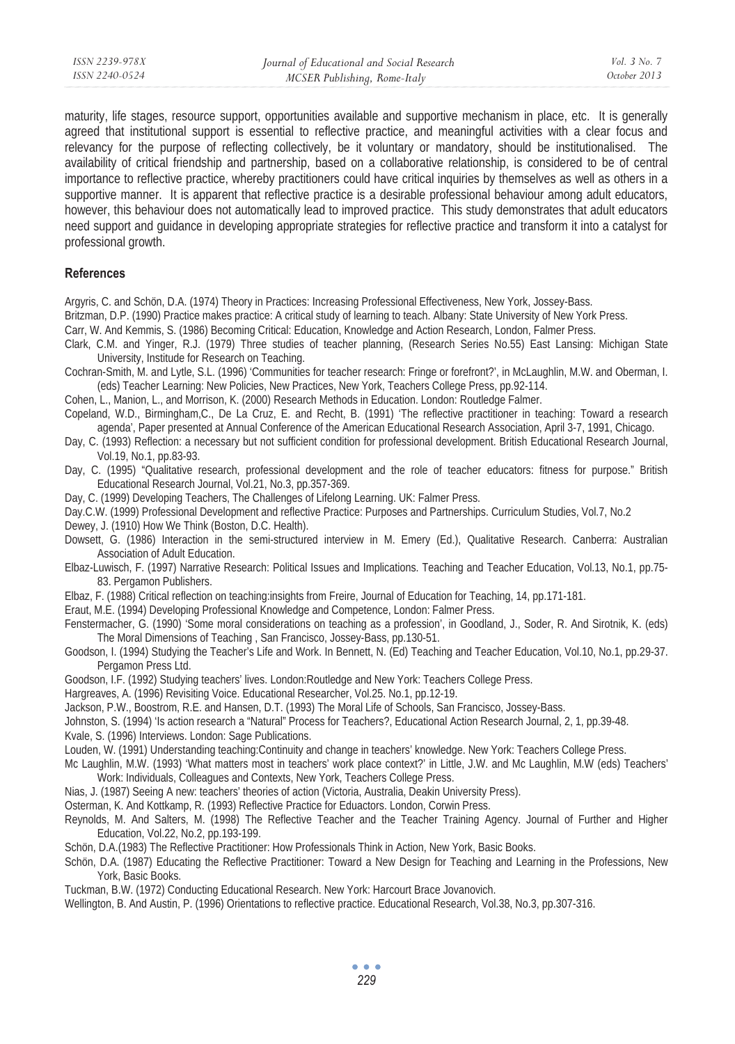maturity, life stages, resource support, opportunities available and supportive mechanism in place, etc. It is generally agreed that institutional support is essential to reflective practice, and meaningful activities with a clear focus and relevancy for the purpose of reflecting collectively, be it voluntary or mandatory, should be institutionalised. The availability of critical friendship and partnership, based on a collaborative relationship, is considered to be of central importance to reflective practice, whereby practitioners could have critical inquiries by themselves as well as others in a supportive manner. It is apparent that reflective practice is a desirable professional behaviour among adult educators, however, this behaviour does not automatically lead to improved practice. This study demonstrates that adult educators need support and guidance in developing appropriate strategies for reflective practice and transform it into a catalyst for professional growth.

## References

Argyris, C. and Schön, D.A. (1974) Theory in Practices: Increasing Professional Effectiveness, New York, Jossey-Bass.

Britzman, D.P. (1990) Practice makes practice: A critical study of learning to teach. Albany: State University of New York Press.

Carr, W. And Kemmis, S. (1986) Becoming Critical: Education, Knowledge and Action Research, London, Falmer Press.

Clark, C.M. and Yinger, R.J. (1979) Three studies of teacher planning, (Research Series No.55) East Lansing: Michigan State University, Institude for Research on Teaching.

Cochran-Smith, M. and Lytle, S.L. (1996) 'Communities for teacher research: Fringe or forefront?', in McLaughlin, M.W. and Oberman, I. (eds) Teacher Learning: New Policies, New Practices, New York, Teachers College Press, pp.92-114.

Cohen, L., Manion, L., and Morrison, K. (2000) Research Methods in Education. London: Routledge Falmer.

Copeland, W.D., Birmingham,C., De La Cruz, E. and Recht, B. (1991) 'The reflective practitioner in teaching: Toward a research agenda', Paper presented at Annual Conference of the American Educational Research Association, April 3-7, 1991, Chicago.

Day, C. (1993) Reflection: a necessary but not sufficient condition for professional development. British Educational Research Journal, Vol.19, No.1, pp.83-93.

Day, C. (1995) "Qualitative research, professional development and the role of teacher educators: fitness for purpose." British Educational Research Journal, Vol.21, No.3, pp.357-369.

Day, C. (1999) Developing Teachers, The Challenges of Lifelong Learning. UK: Falmer Press.

Day.C.W. (1999) Professional Development and reflective Practice: Purposes and Partnerships. Curriculum Studies, Vol.7, No.2

Dewey, J. (1910) How We Think (Boston, D.C. Health).

Dowsett, G. (1986) Interaction in the semi-structured interview in M. Emery (Ed.), Qualitative Research. Canberra: Australian Association of Adult Education.

Elbaz-Luwisch, F. (1997) Narrative Research: Political Issues and Implications. Teaching and Teacher Education, Vol.13, No.1, pp.75-83. Pergamon Publishers.

Elbaz, F. (1988) Critical reflection on teaching:insights from Freire, Journal of Education for Teaching, 14, pp.171-181.

Eraut, M.E. (1994) Developing Professional Knowledge and Competence, London: Falmer Press.

Fenstermacher, G. (1990) 'Some moral considerations on teaching as a profession', in Goodland, J., Soder, R. And Sirotnik, K. (eds) The Moral Dimensions of Teaching , San Francisco, Jossey-Bass, pp.130-51.

Goodson, I. (1994) Studying the Teacher's Life and Work. In Bennett, N. (Ed) Teaching and Teacher Education, Vol.10, No.1, pp.29-37. Pergamon Press Ltd.

Goodson, I.F. (1992) Studying teachers' lives. London:Routledge and New York: Teachers College Press.

Hargreaves, A. (1996) Revisiting Voice. Educational Researcher, Vol.25. No.1, pp.12-19.

Jackson, P.W., Boostrom, R.E. and Hansen, D.T. (1993) The Moral Life of Schools, San Francisco, Jossey-Bass.

Johnston, S. (1994) 'Is action research a "Natural" Process for Teachers?, Educational Action Research Journal, 2, 1, pp.39-48.

Kvale, S. (1996) Interviews. London: Sage Publications.

Louden, W. (1991) Understanding teaching:Continuity and change in teachers' knowledge. New York: Teachers College Press.

Mc Laughlin, M.W. (1993) 'What matters most in teachers' work place context?' in Little, J.W. and Mc Laughlin, M.W (eds) Teachers' Work: Individuals, Colleagues and Contexts, New York, Teachers College Press.

Nias, J. (1987) Seeing A new: teachers' theories of action (Victoria, Australia, Deakin University Press).

Osterman, K. And Kottkamp, R. (1993) Reflective Practice for Eduactors. London, Corwin Press.

Reynolds, M. And Salters, M. (1998) The Reflective Teacher and the Teacher Training Agency. Journal of Further and Higher Education, Vol.22, No.2, pp.193-199.

Schön, D.A.(1983) The Reflective Practitioner: How Professionals Think in Action, New York, Basic Books.

Schön, D.A. (1987) Educating the Reflective Practitioner: Toward a New Design for Teaching and Learning in the Professions, New York, Basic Books.

Tuckman, B.W. (1972) Conducting Educational Research. New York: Harcourt Brace Jovanovich.

Wellington, B. And Austin, P. (1996) Orientations to reflective practice. Educational Research, Vol.38, No.3, pp.307-316.